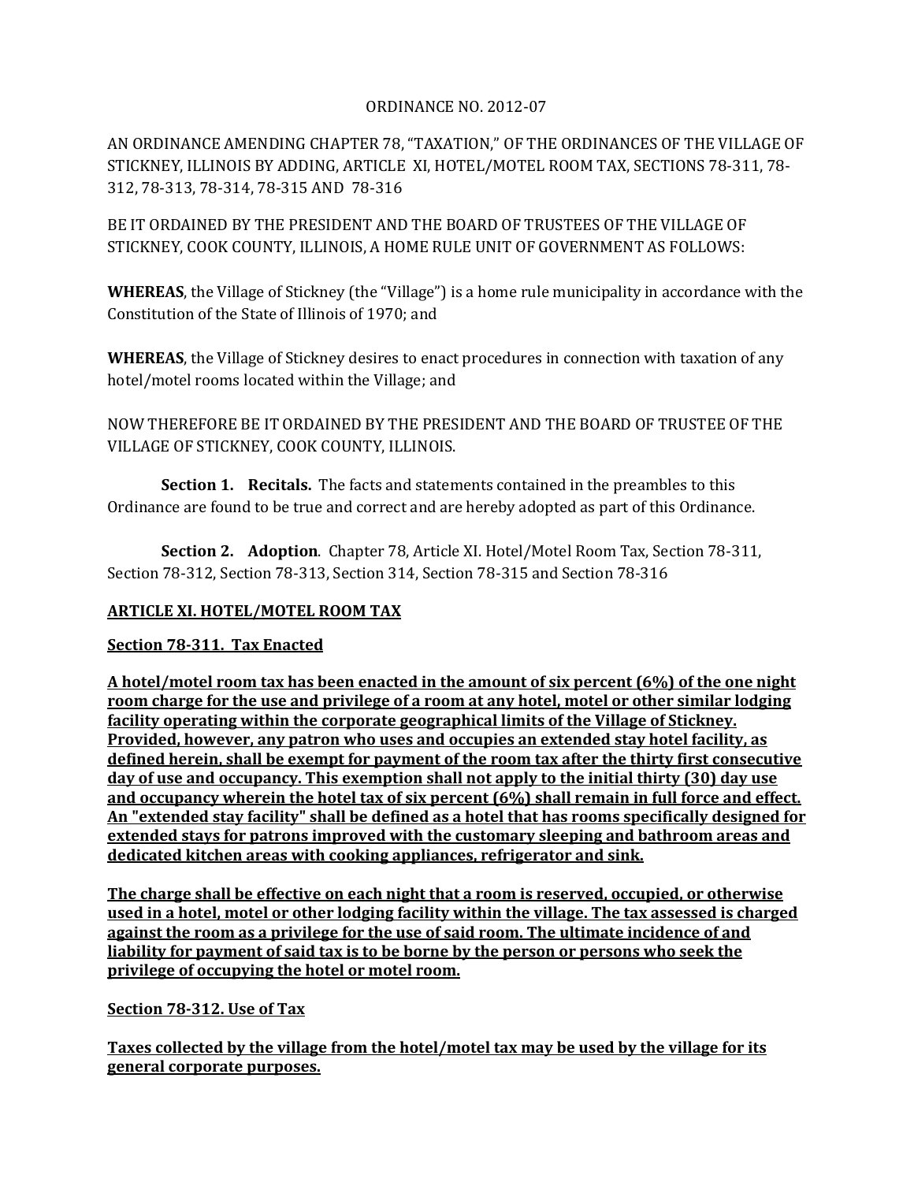ORDINANCE NO. 2012-07

AN ORDINANCE AMENDING CHAPTER 78, "TAXATION," OF THE ORDINANCES OF THE VILLAGE OF STICKNEY, ILLINOIS BY ADDING, ARTICLE XI, HOTEL/MOTEL ROOM TAX, SECTIONS 78-311, 78-312, 78-313, 78-314, 78-315 AND 78-316

BE IT ORDAINED BY THE PRESIDENT AND THE BOARD OF TRUSTEES OF THE VILLAGE OF STICKNEY, COOK COUNTY, ILLINOIS, A HOME RULE UNIT OF GOVERNMENT AS FOLLOWS:

**WHEREAS**, the Village of Stickney (the "Village") is a home rule municipality in accordance with the Constitution of the State of Illinois of 1970; and

**WHEREAS**, the Village of Stickney desires to enact procedures in connection with taxation of any hotel/motel rooms located within the Village; and

NOW THEREFORE BE IT ORDAINED BY THE PRESIDENT AND THE BOARD OF TRUSTEE OF THE VILLAGE OF STICKNEY, COOK COUNTY, ILLINOIS.

**Section 1. Recitals.** The facts and statements contained in the preambles to this Ordinance are found to be true and correct and are hereby adopted as part of this Ordinance.

**Section 2. Adoption**. Chapter 78, Article XI. Hotel/Motel Room Tax, Section 78-311, Section 78-312, Section 78-313, Section 314, Section 78-315 and Section 78-316

**ARTICLE XI. HOTEL/MOTEL ROOM TAX**

**Section 78-311. Tax Enacted**

**A hotel/motel room tax has been enacted in the amount of six percent (6%) of the one night room charge for the use and privilege of a room at any hotel, motel or other similar lodging facility operating within the corporate geographical limits of the Village of Stickney. Provided, however, any patron who uses and occupies an extended stay hotel facility, as defined herein, shall be exempt for payment of the room tax after the thirty first consecutive day of use and occupancy. This exemption shall not apply to the initial thirty (30) day use and occupancy wherein the hotel tax of six percent (6%) shall remain in full force and effect. An "extended stay facility" shall be defined as a hotel that has rooms specifically designed for extended stays for patrons improved with the customary sleeping and bathroom areas and dedicated kitchen areas with cooking appliances, refrigerator and sink.**

**The charge shall be effective on each night that a room is reserved, occupied, or otherwise used in a hotel, motel or other lodging facility within the village. The tax assessed is charged against the room as a privilege for the use of said room. The ultimate incidence of and liability for payment of said tax is to be borne by the person or persons who seek the privilege of occupying the hotel or motel room.**

**Section 78-312. Use of Tax**

**Taxes collected by the village from the hotel/motel tax may be used by the village for its general corporate purposes.**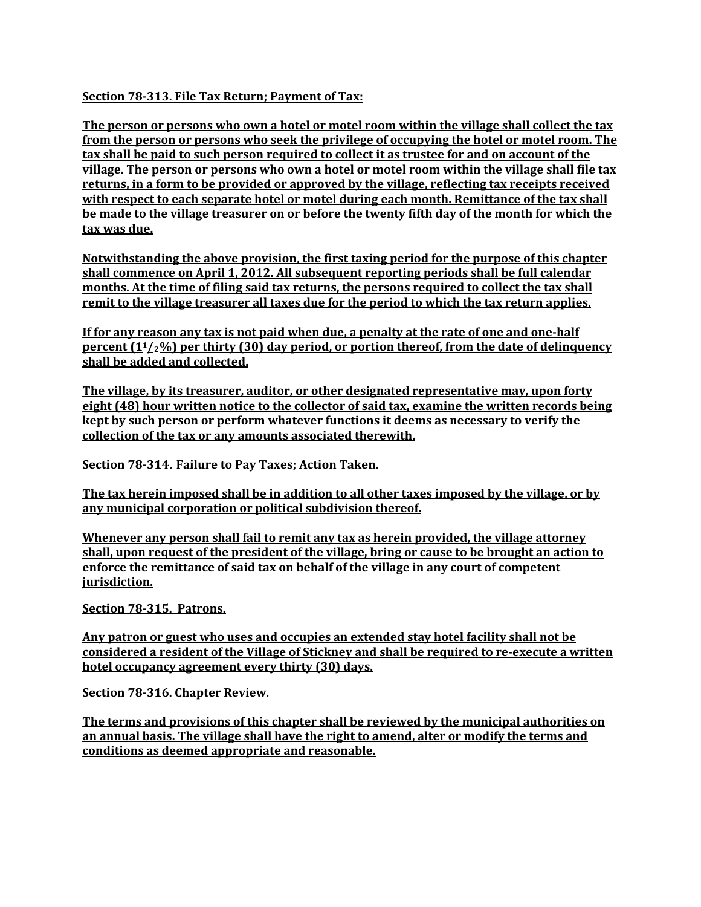**Section 78-313. File Tax Return; Payment of Tax:**

**The person or persons who own a hotel or motel room within the village shall collect the tax from the person or persons who seek the privilege of occupying the hotel or motel room. The tax shall be paid to such person required to collect it as trustee for and on account of the village. The person or persons who own a hotel or motel room within the village shall file tax returns, in a form to be provided or approved by the village, reflecting tax receipts received with respect to each separate hotel or motel during each month. Remittance of the tax shall be made to the village treasurer on or before the twenty fifth day of the month for which the tax was due.**

**Notwithstanding the above provision, the first taxing period for the purpose of this chapter shall commence on April 1, 2012. All subsequent reporting periods shall be full calendar months. At the time of filing said tax returns, the persons required to collect the tax shall remit to the village treasurer all taxes due for the period to which the tax return applies.**

**If for any reason any tax is not paid when due, a penalty at the rate of one and one-half percent ($1^1/_2$%) per thirty (30) day period, or portion thereof, from the date of delinquency shall be added and collected.**

**The village, by its treasurer, auditor, or other designated representative may, upon forty eight (48) hour written notice to the collector of said tax, examine the written records being kept by such person or perform whatever functions it deems as necessary to verify the collection of the tax or any amounts associated therewith.**

**Section 78-314. Failure to Pay Taxes; Action Taken.**

**The tax herein imposed shall be in addition to all other taxes imposed by the village, or by any municipal corporation or political subdivision thereof.**

**Whenever any person shall fail to remit any tax as herein provided, the village attorney shall, upon request of the president of the village, bring or cause to be brought an action to enforce the remittance of said tax on behalf of the village in any court of competent jurisdiction.**

**Section 78-315. Patrons.**

**Any patron or guest who uses and occupies an extended stay hotel facility shall not be considered a resident of the Village of Stickney and shall be required to re-execute a written hotel occupancy agreement every thirty (30) days.**

**Section 78-316. Chapter Review.**

**The terms and provisions of this chapter shall be reviewed by the municipal authorities on an annual basis. The village shall have the right to amend, alter or modify the terms and conditions as deemed appropriate and reasonable.**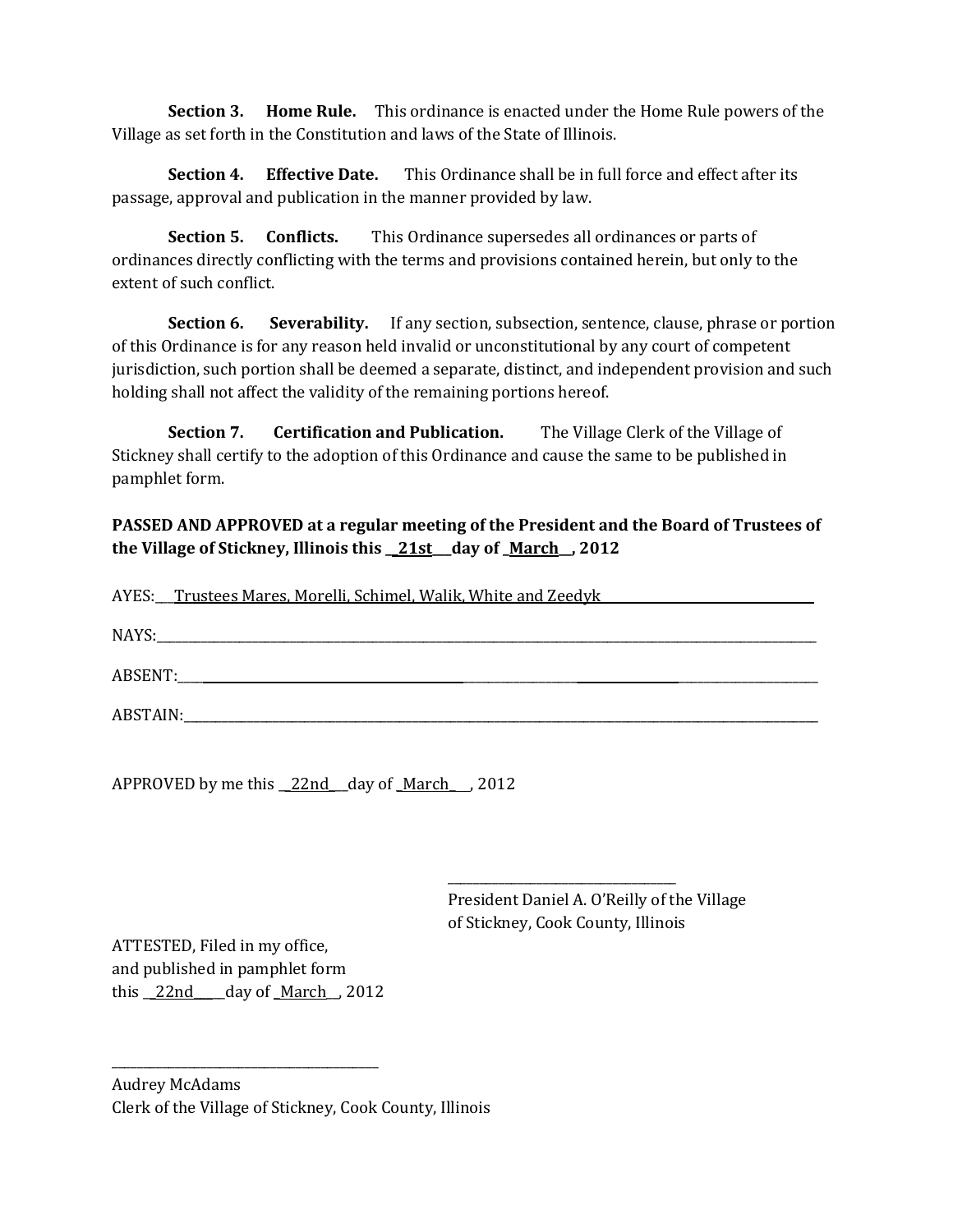**Section 3. Home Rule.** This ordinance is enacted under the Home Rule powers of the Village as set forth in the Constitution and laws of the State of Illinois.

**Section 4. Effective Date.** This Ordinance shall be in full force and effect after its passage, approval and publication in the manner provided by law.

**Section 5. Conflicts.** This Ordinance supersedes all ordinances or parts of ordinances directly conflicting with the terms and provisions contained herein, but only to the extent of such conflict.

**Section 6. Severability.** If any section, subsection, sentence, clause, phrase or portion of this Ordinance is for any reason held invalid or unconstitutional by any court of competent jurisdiction, such portion shall be deemed a separate, distinct, and independent provision and such holding shall not affect the validity of the remaining portions hereof.

**Section 7. Certification and Publication.** The Village Clerk of the Village of Stickney shall certify to the adoption of this Ordinance and cause the same to be published in pamphlet form.

**PASSED AND APPROVED at a regular meeting of the President and the Board of Trustees of the Village of Stickney, Illinois this \_\_21st\_\_\_day of \_March\_\_, 2012**

AYES:\_\_\_Trustees Mares, Morelli, Schimel, Walik, White and Zeedyk\_\_\_\_\_\_\_\_\_\_\_\_\_\_\_\_\_\_\_\_\_\_\_\_\_\_\_\_\_

NAYS:\_\_\_\_\_\_\_\_\_\_\_\_\_\_\_\_\_\_\_\_\_\_\_\_\_\_\_\_\_\_\_\_\_\_\_\_\_\_\_\_\_\_\_\_\_\_\_\_\_\_\_\_\_\_\_\_\_\_\_\_\_\_\_\_\_\_\_\_\_\_\_\_\_\_\_\_\_\_\_\_\_\_\_\_\_\_\_\_

ABSENT:\_\_\_\_\_\_\_\_\_\_\_\_\_\_\_\_\_\_\_\_\_\_\_\_\_\_\_\_\_\_\_\_\_\_\_\_\_\_\_\_\_\_\_\_\_\_\_\_\_\_\_\_\_\_\_\_\_\_\_\_\_\_\_\_\_\_\_\_\_\_\_\_\_\_\_\_\_\_\_\_\_\_\_\_\_

ABSTAIN:\_\_\_\_\_\_\_\_\_\_\_\_\_\_\_\_\_\_\_\_\_\_\_\_\_\_\_\_\_\_\_\_\_\_\_\_\_\_\_\_\_\_\_\_\_\_\_\_\_\_\_\_\_\_\_\_\_\_\_\_\_\_\_\_\_\_\_\_\_\_\_\_\_\_\_\_\_\_\_\_\_\_\_\_

APPROVED by me this \_\_22nd\_\_\_day of \_March\_\_\_, 2012

\_\_\_\_\_\_\_\_\_\_\_\_\_\_\_\_\_\_\_\_\_\_\_\_\_\_\_\_\_\_\_\_\_\_\_\_

President Daniel A. O'Reilly of the Village of Stickney, Cook County, Illinois

ATTESTED, Filed in my office,
and published in pamphlet form
this \_\_22nd\_\_\_\_day of \_March\_\_, 2012

\_\_\_\_\_\_\_\_\_\_\_\_\_\_\_\_\_\_\_\_\_\_\_\_\_\_\_\_\_\_\_\_\_\_\_\_

Audrey McAdams
Clerk of the Village of Stickney, Cook County, Illinois